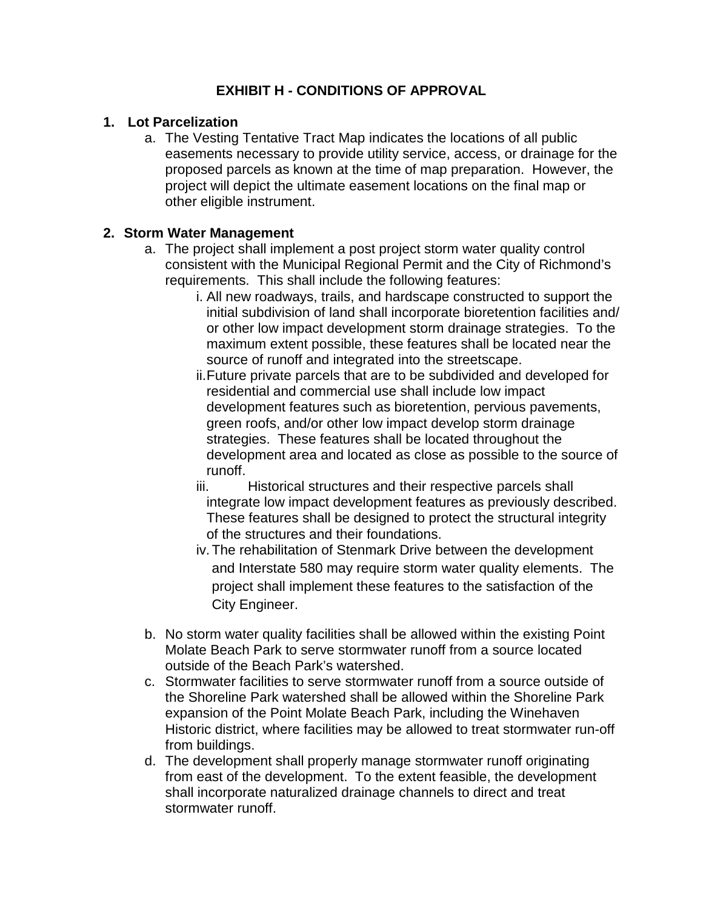# EXHIBIT H - CONDITIONS OF APPROVAL

## 1. Lot Parcelization

a. The Vesting Tentative Tract Map indicates the locations of all public easements necessary to provide utility service, access, or drainage for the proposed parcels as known at the time of map preparation. However, the project will depict the ultimate easement locations on the final map or other eligible instrument.

## 2. Storm Water Management

a. The project shall implement a post project storm water quality control consistent with the Municipal Regional Permit and the City of Richmond's requirements. This shall include the following features:

   i. All new roadways, trails, and hardscape constructed to support the initial subdivision of land shall incorporate bioretention facilities and/or other low impact development storm drainage strategies. To the maximum extent possible, these features shall be located near the source of runoff and integrated into the streetscape.

   ii. Future private parcels that are to be subdivided and developed for residential and commercial use shall include low impact development features such as bioretention, pervious pavements, green roofs, and/or other low impact develop storm drainage strategies. These features shall be located throughout the development area and located as close as possible to the source of runoff.

   iii. Historical structures and their respective parcels shall integrate low impact development features as previously described. These features shall be designed to protect the structural integrity of the structures and their foundations.

   iv. The rehabilitation of Stenmark Drive between the development and Interstate 580 may require storm water quality elements. The project shall implement these features to the satisfaction of the City Engineer.

b. No storm water quality facilities shall be allowed within the existing Point Molate Beach Park to serve stormwater runoff from a source located outside of the Beach Park's watershed.

c. Stormwater facilities to serve stormwater runoff from a source outside of the Shoreline Park watershed shall be allowed within the Shoreline Park expansion of the Point Molate Beach Park, including the Winehaven Historic district, where facilities may be allowed to treat stormwater run-off from buildings.

d. The development shall properly manage stormwater runoff originating from east of the development. To the extent feasible, the development shall incorporate naturalized drainage channels to direct and treat stormwater runoff.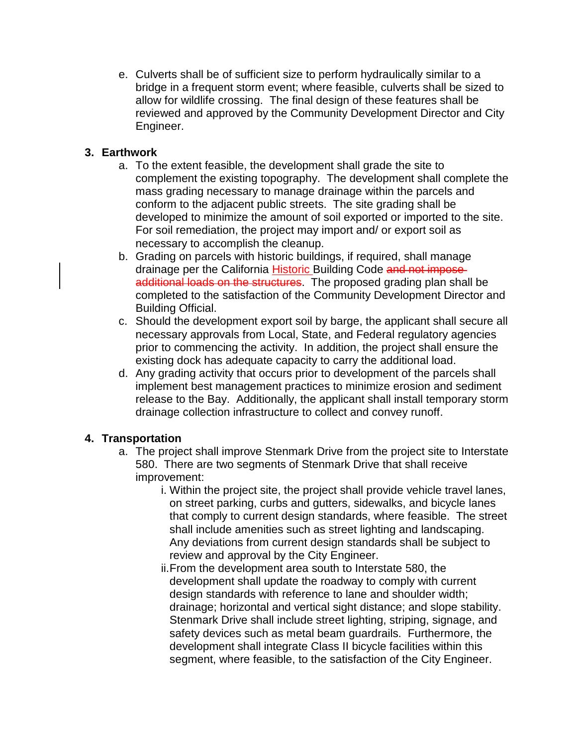e. Culverts shall be of sufficient size to perform hydraulically similar to a bridge in a frequent storm event; where feasible, culverts shall be sized to allow for wildlife crossing. The final design of these features shall be reviewed and approved by the Community Development Director and City Engineer.

**3. Earthwork**

a. To the extent feasible, the development shall grade the site to complement the existing topography. The development shall complete the mass grading necessary to manage drainage within the parcels and conform to the adjacent public streets. The site grading shall be developed to minimize the amount of soil exported or imported to the site. For soil remediation, the project may import and/ or export soil as necessary to accomplish the cleanup.

b. Grading on parcels with historic buildings, if required, shall manage drainage per the California <ins>Historic</ins> Building Code ~~and not impose additional loads on the structures~~. The proposed grading plan shall be completed to the satisfaction of the Community Development Director and Building Official.

c. Should the development export soil by barge, the applicant shall secure all necessary approvals from Local, State, and Federal regulatory agencies prior to commencing the activity. In addition, the project shall ensure the existing dock has adequate capacity to carry the additional load.

d. Any grading activity that occurs prior to development of the parcels shall implement best management practices to minimize erosion and sediment release to the Bay. Additionally, the applicant shall install temporary storm drainage collection infrastructure to collect and convey runoff.

**4. Transportation**

a. The project shall improve Stenmark Drive from the project site to Interstate 580. There are two segments of Stenmark Drive that shall receive improvement:

   i. Within the project site, the project shall provide vehicle travel lanes, on street parking, curbs and gutters, sidewalks, and bicycle lanes that comply to current design standards, where feasible. The street shall include amenities such as street lighting and landscaping. Any deviations from current design standards shall be subject to review and approval by the City Engineer.

   ii. From the development area south to Interstate 580, the development shall update the roadway to comply with current design standards with reference to lane and shoulder width; drainage; horizontal and vertical sight distance; and slope stability. Stenmark Drive shall include street lighting, striping, signage, and safety devices such as metal beam guardrails. Furthermore, the development shall integrate Class II bicycle facilities within this segment, where feasible, to the satisfaction of the City Engineer.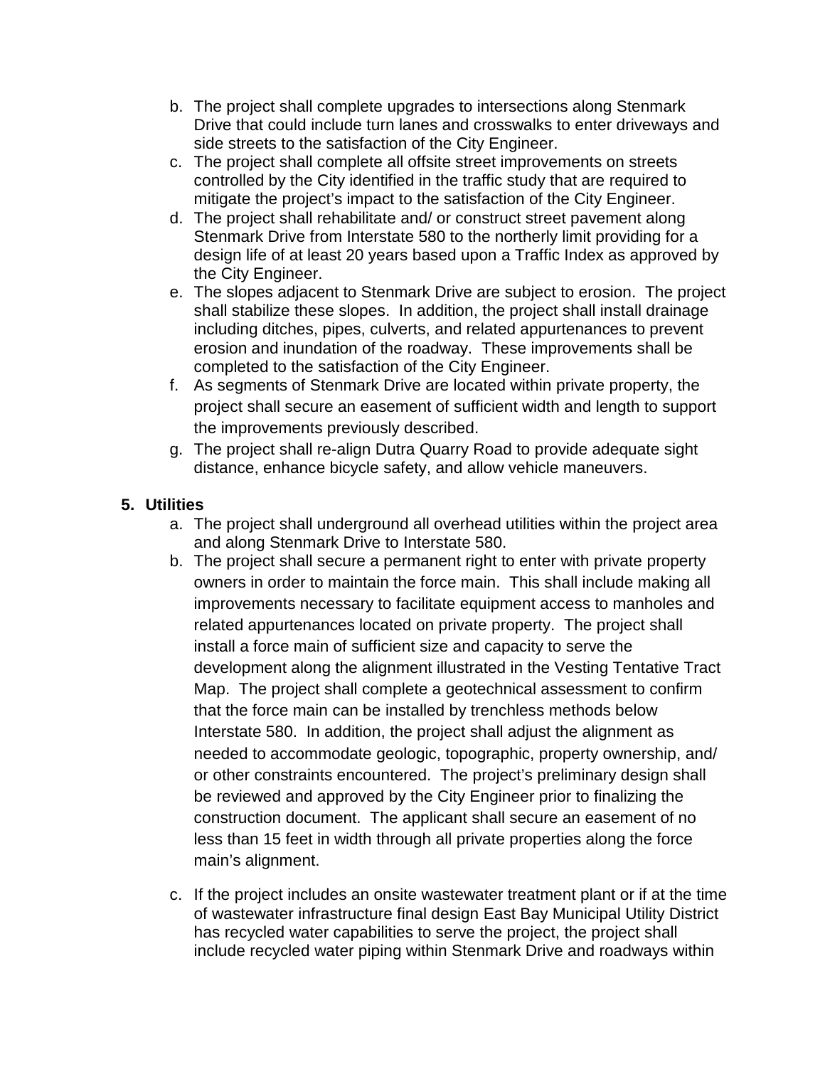b. The project shall complete upgrades to intersections along Stenmark Drive that could include turn lanes and crosswalks to enter driveways and side streets to the satisfaction of the City Engineer.
c. The project shall complete all offsite street improvements on streets controlled by the City identified in the traffic study that are required to mitigate the project's impact to the satisfaction of the City Engineer.
d. The project shall rehabilitate and/ or construct street pavement along Stenmark Drive from Interstate 580 to the northerly limit providing for a design life of at least 20 years based upon a Traffic Index as approved by the City Engineer.
e. The slopes adjacent to Stenmark Drive are subject to erosion. The project shall stabilize these slopes. In addition, the project shall install drainage including ditches, pipes, culverts, and related appurtenances to prevent erosion and inundation of the roadway. These improvements shall be completed to the satisfaction of the City Engineer.
f. As segments of Stenmark Drive are located within private property, the project shall secure an easement of sufficient width and length to support the improvements previously described.
g. The project shall re-align Dutra Quarry Road to provide adequate sight distance, enhance bicycle safety, and allow vehicle maneuvers.

**5. Utilities**

a. The project shall underground all overhead utilities within the project area and along Stenmark Drive to Interstate 580.
b. The project shall secure a permanent right to enter with private property owners in order to maintain the force main. This shall include making all improvements necessary to facilitate equipment access to manholes and related appurtenances located on private property. The project shall install a force main of sufficient size and capacity to serve the development along the alignment illustrated in the Vesting Tentative Tract Map. The project shall complete a geotechnical assessment to confirm that the force main can be installed by trenchless methods below Interstate 580. In addition, the project shall adjust the alignment as needed to accommodate geologic, topographic, property ownership, and/ or other constraints encountered. The project's preliminary design shall be reviewed and approved by the City Engineer prior to finalizing the construction document. The applicant shall secure an easement of no less than 15 feet in width through all private properties along the force main's alignment.
c. If the project includes an onsite wastewater treatment plant or if at the time of wastewater infrastructure final design East Bay Municipal Utility District has recycled water capabilities to serve the project, the project shall include recycled water piping within Stenmark Drive and roadways within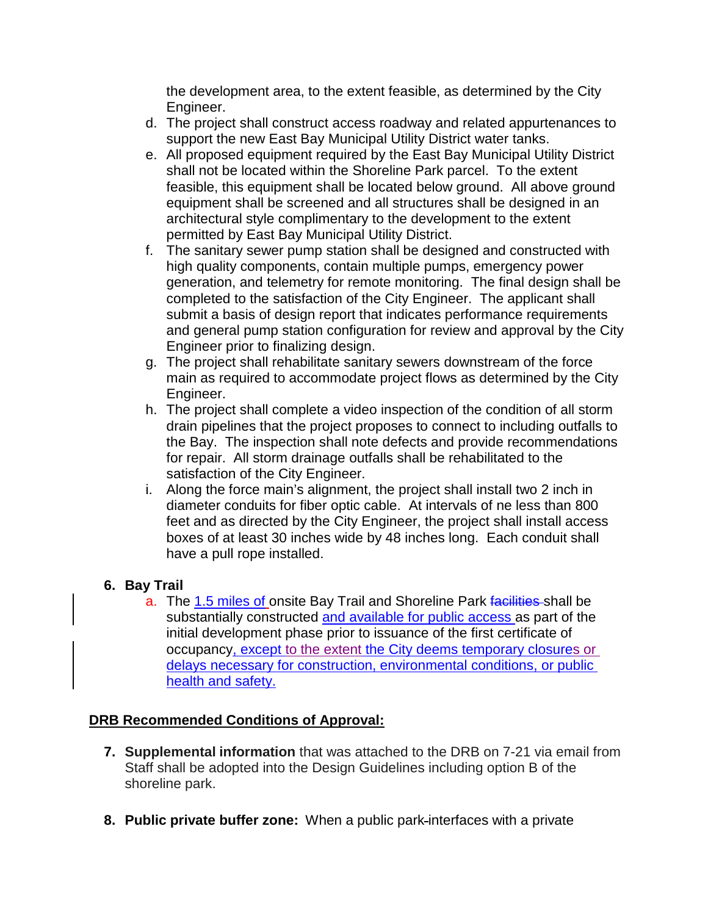the development area, to the extent feasible, as determined by the City Engineer.

d. The project shall construct access roadway and related appurtenances to support the new East Bay Municipal Utility District water tanks.

e. All proposed equipment required by the East Bay Municipal Utility District shall not be located within the Shoreline Park parcel. To the extent feasible, this equipment shall be located below ground. All above ground equipment shall be screened and all structures shall be designed in an architectural style complimentary to the development to the extent permitted by East Bay Municipal Utility District.

f. The sanitary sewer pump station shall be designed and constructed with high quality components, contain multiple pumps, emergency power generation, and telemetry for remote monitoring. The final design shall be completed to the satisfaction of the City Engineer. The applicant shall submit a basis of design report that indicates performance requirements and general pump station configuration for review and approval by the City Engineer prior to finalizing design.

g. The project shall rehabilitate sanitary sewers downstream of the force main as required to accommodate project flows as determined by the City Engineer.

h. The project shall complete a video inspection of the condition of all storm drain pipelines that the project proposes to connect to including outfalls to the Bay. The inspection shall note defects and provide recommendations for repair. All storm drainage outfalls shall be rehabilitated to the satisfaction of the City Engineer.

i. Along the force main's alignment, the project shall install two 2 inch in diameter conduits for fiber optic cable. At intervals of ne less than 800 feet and as directed by the City Engineer, the project shall install access boxes of at least 30 inches wide by 48 inches long. Each conduit shall have a pull rope installed.

**6. Bay Trail**

a. The 1.5 miles of onsite Bay Trail and Shoreline Park ~~facilities~~ shall be substantially constructed and available for public access as part of the initial development phase prior to issuance of the first certificate of occupancy, except to the extent the City deems temporary closures or delays necessary for construction, environmental conditions, or public health and safety.

**DRB Recommended Conditions of Approval:**

**7. Supplemental information** that was attached to the DRB on 7-21 via email from Staff shall be adopted into the Design Guidelines including option B of the shoreline park.

**8. Public private buffer zone:** When a public park interfaces with a private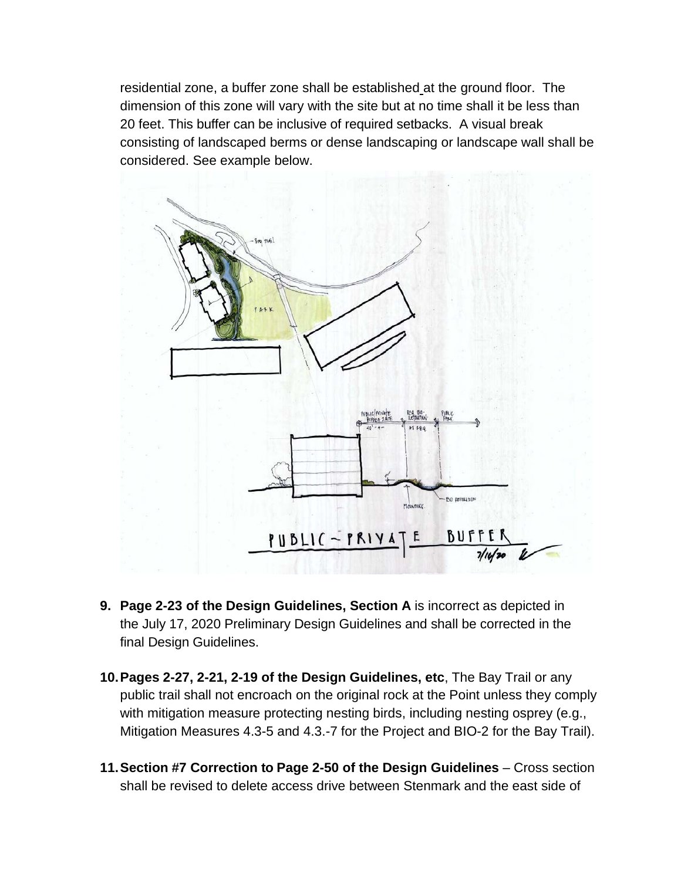residential zone, a buffer zone shall be established at the ground floor. The dimension of this zone will vary with the site but at no time shall it be less than 20 feet. This buffer can be inclusive of required setbacks. A visual break consisting of landscaped berms or dense landscaping or landscape wall shall be considered. See example below.

9. **Page 2-23 of the Design Guidelines, Section A** is incorrect as depicted in the July 17, 2020 Preliminary Design Guidelines and shall be corrected in the final Design Guidelines.

10. **Pages 2-27, 2-21, 2-19 of the Design Guidelines, etc**, The Bay Trail or any public trail shall not encroach on the original rock at the Point unless they comply with mitigation measure protecting nesting birds, including nesting osprey (e.g., Mitigation Measures 4.3-5 and 4.3.-7 for the Project and BIO-2 for the Bay Trail).

11. **Section #7 Correction to Page 2-50 of the Design Guidelines** – Cross section shall be revised to delete access drive between Stenmark and the east side of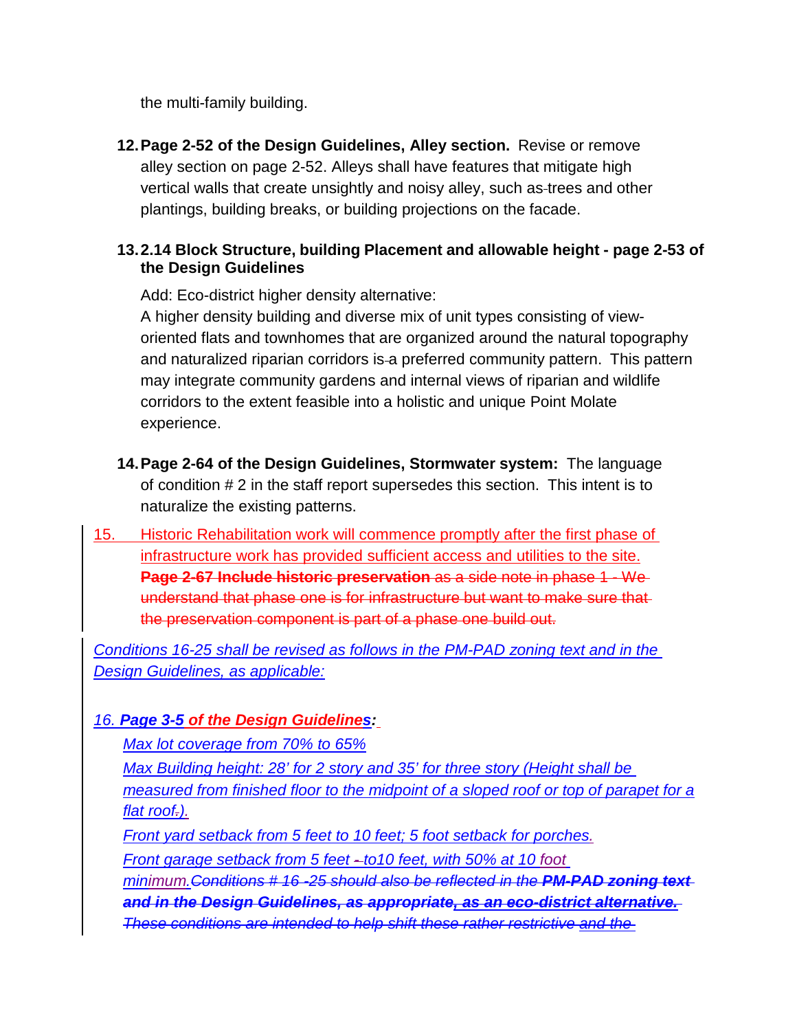the multi-family building.

12. **Page 2-52 of the Design Guidelines, Alley section.** Revise or remove alley section on page 2-52. Alleys shall have features that mitigate high vertical walls that create unsightly and noisy alley, such as trees and other plantings, building breaks, or building projections on the facade.

13. **2.14 Block Structure, building Placement and allowable height - page 2-53 of the Design Guidelines**

    Add: Eco-district higher density alternative:
    A higher density building and diverse mix of unit types consisting of view-oriented flats and townhomes that are organized around the natural topography and naturalized riparian corridors is a preferred community pattern. This pattern may integrate community gardens and internal views of riparian and wildlife corridors to the extent feasible into a holistic and unique Point Molate experience.

14. **Page 2-64 of the Design Guidelines, Stormwater system:** The language of condition # 2 in the staff report supersedes this section. This intent is to naturalize the existing patterns.

15. Historic Rehabilitation work will commence promptly after the first phase of infrastructure work has provided sufficient access and utilities to the site. ~~**Page 2-67 Include historic preservation** as a side note in phase 1 - We understand that phase one is for infrastructure but want to make sure that the preservation component is part of a phase one build out.~~

*Conditions 16-25 shall be revised as follows in the PM-PAD zoning text and in the Design Guidelines, as applicable:*

*16. **Page 3-5 of the Design Guidelines:***

*Max lot coverage from 70% to 65%*

*Max Building height: 28' for 2 story and 35' for three story (Height shall be measured from finished floor to the midpoint of a sloped roof or top of parapet for a flat roof~~.~~).*

*Front yard setback from 5 feet to 10 feet; 5 foot setback for porches.*

*Front garage setback from 5 feet ~~-~~ to10 feet, with 50% at 10 foot minimum.~~Conditions # 16 -25 should also be reflected in the **PM-PAD zoning text and in the Design Guidelines, as appropriate, as an eco-district alternative.** These conditions are intended to help shift these rather restrictive~~ and the*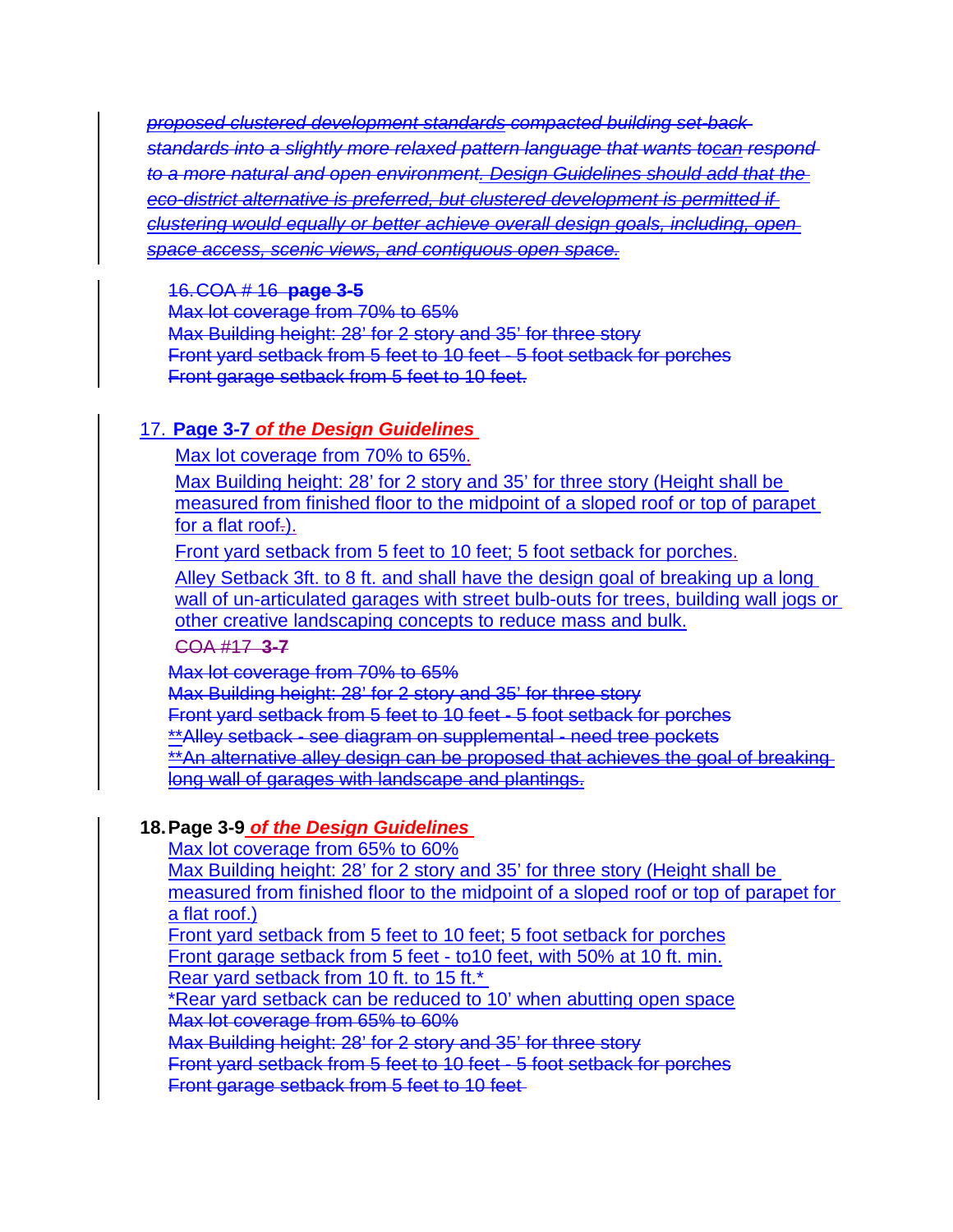*proposed clustered development standards compacted building set-back standards into a slightly more relaxed pattern language that wants tocan respond to a more natural and open environment. Design Guidelines should add that the eco-district alternative is preferred, but clustered development is permitted if clustering would equally or better achieve overall design goals, including, open space access, scenic views, and contiguous open space.*

16. COA # 16 **page 3-5**
Max lot coverage from 70% to 65%
Max Building height: 28' for 2 story and 35' for three story
Front yard setback from 5 feet to 10 feet - 5 foot setback for porches
Front garage setback from 5 feet to 10 feet.

17. **Page 3-7** ***of the Design Guidelines***

Max lot coverage from 70% to 65%.

Max Building height: 28' for 2 story and 35' for three story (Height shall be measured from finished floor to the midpoint of a sloped roof or top of parapet for a flat roof.).

Front yard setback from 5 feet to 10 feet; 5 foot setback for porches.

Alley Setback 3ft. to 8 ft. and shall have the design goal of breaking up a long wall of un-articulated garages with street bulb-outs for trees, building wall jogs or other creative landscaping concepts to reduce mass and bulk.

COA #17 **3-7**

Max lot coverage from 70% to 65%
Max Building height: 28' for 2 story and 35' for three story
Front yard setback from 5 feet to 10 feet - 5 foot setback for porches
**Alley setback - see diagram on supplemental - need tree pockets
**An alternative alley design can be proposed that achieves the goal of breaking long wall of garages with landscape and plantings.

18. **Page 3-9** ***of the Design Guidelines***
Max lot coverage from 65% to 60%
Max Building height: 28' for 2 story and 35' for three story (Height shall be measured from finished floor to the midpoint of a sloped roof or top of parapet for a flat roof.)
Front yard setback from 5 feet to 10 feet; 5 foot setback for porches
Front garage setback from 5 feet - to10 feet, with 50% at 10 ft. min.
Rear yard setback from 10 ft. to 15 ft.*
*Rear yard setback can be reduced to 10' when abutting open space
Max lot coverage from 65% to 60%
Max Building height: 28' for 2 story and 35' for three story
Front yard setback from 5 feet to 10 feet - 5 foot setback for porches
Front garage setback from 5 feet to 10 feet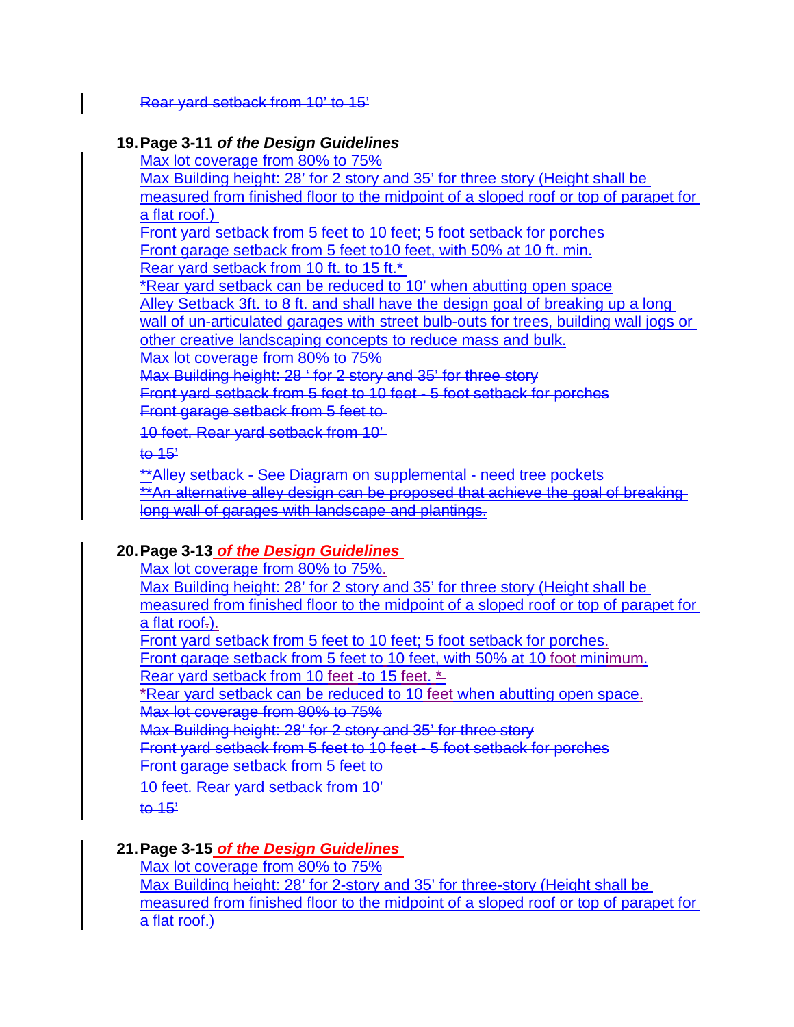~~Rear yard setback from 10' to 15'~~

19. **Page 3-11 *of the Design Guidelines***

Max lot coverage from 80% to 75%
Max Building height: 28' for 2 story and 35' for three story (Height shall be measured from finished floor to the midpoint of a sloped roof or top of parapet for a flat roof.)
Front yard setback from 5 feet to 10 feet; 5 foot setback for porches
Front garage setback from 5 feet to10 feet, with 50% at 10 ft. min.
Rear yard setback from 10 ft. to 15 ft.*
*Rear yard setback can be reduced to 10' when abutting open space
Alley Setback 3ft. to 8 ft. and shall have the design goal of breaking up a long wall of un-articulated garages with street bulb-outs for trees, building wall jogs or other creative landscaping concepts to reduce mass and bulk.
~~Max lot coverage from 80% to 75%~~
~~Max Building height: 28 ' for 2 story and 35' for three story~~
~~Front yard setback from 5 feet to 10 feet - 5 foot setback for porches~~
~~Front garage setback from 5 feet to~~
~~10 feet. Rear yard setback from 10'~~
~~to 15'~~
~~**Alley setback - See Diagram on supplemental - need tree pockets~~
~~**An alternative alley design can be proposed that achieve the goal of breaking long wall of garages with landscape and plantings.~~

20. **Page 3-13 *of the Design Guidelines***

Max lot coverage from 80% to 75%.
Max Building height: 28' for 2 story and 35' for three story (Height shall be measured from finished floor to the midpoint of a sloped roof or top of parapet for a flat roof).
Front yard setback from 5 feet to 10 feet; 5 foot setback for porches.
Front garage setback from 5 feet to 10 feet, with 50% at 10 foot minimum.
Rear yard setback from 10 feet to 15 feet. *
*Rear yard setback can be reduced to 10 feet when abutting open space.
~~Max lot coverage from 80% to 75%~~
~~Max Building height: 28' for 2 story and 35' for three story~~
~~Front yard setback from 5 feet to 10 feet - 5 foot setback for porches~~
~~Front garage setback from 5 feet to~~
~~10 feet. Rear yard setback from 10'~~
~~to 15'~~

21. **Page 3-15 *of the Design Guidelines***

Max lot coverage from 80% to 75%
Max Building height: 28' for 2-story and 35' for three-story (Height shall be measured from finished floor to the midpoint of a sloped roof or top of parapet for a flat roof.)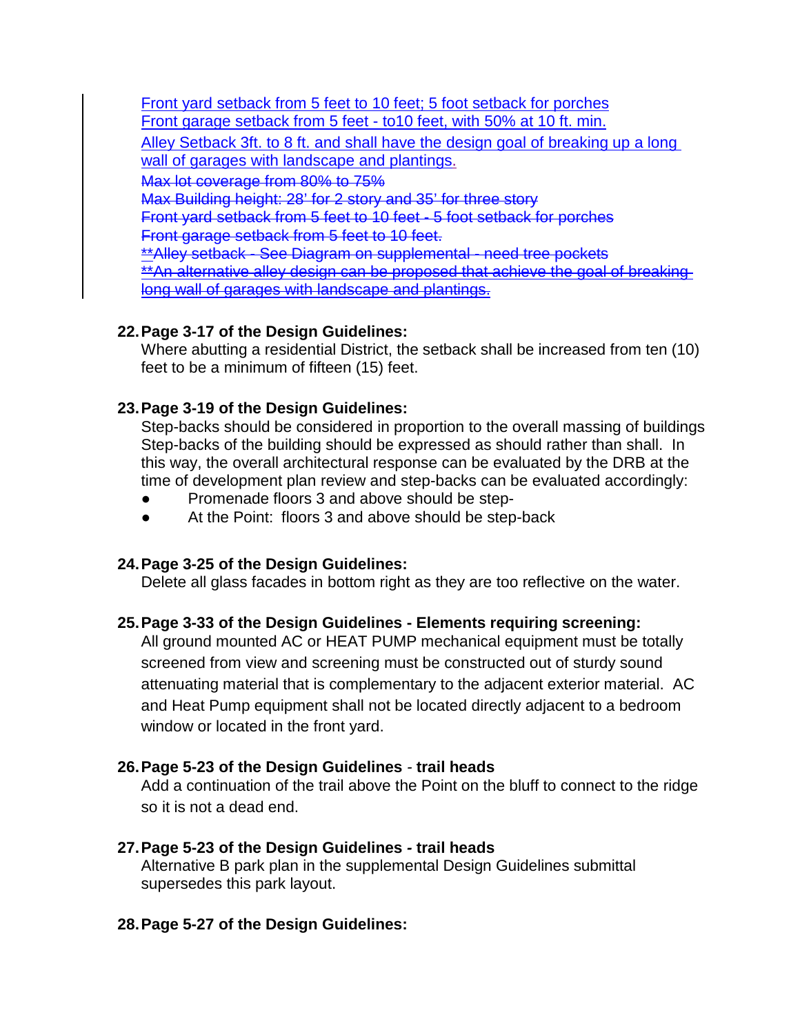Front yard setback from 5 feet to 10 feet; 5 foot setback for porches
Front garage setback from 5 feet - to10 feet, with 50% at 10 ft. min.
Alley Setback 3ft. to 8 ft. and shall have the design goal of breaking up a long wall of garages with landscape and plantings.
~~Max lot coverage from 80% to 75%~~
~~Max Building height: 28' for 2 story and 35' for three story~~
~~Front yard setback from 5 feet to 10 feet - 5 foot setback for porches~~
~~Front garage setback from 5 feet to 10 feet.~~
~~**Alley setback - See Diagram on supplemental - need tree pockets~~
~~**An alternative alley design can be proposed that achieve the goal of breaking long wall of garages with landscape and plantings.~~

22. **Page 3-17 of the Design Guidelines:**
    Where abutting a residential District, the setback shall be increased from ten (10) feet to be a minimum of fifteen (15) feet.

23. **Page 3-19 of the Design Guidelines:**
    Step-backs should be considered in proportion to the overall massing of buildings Step-backs of the building should be expressed as should rather than shall. In this way, the overall architectural response can be evaluated by the DRB at the time of development plan review and step-backs can be evaluated accordingly:
    - Promenade floors 3 and above should be step-
    - At the Point: floors 3 and above should be step-back

24. **Page 3-25 of the Design Guidelines:**
    Delete all glass facades in bottom right as they are too reflective on the water.

25. **Page 3-33 of the Design Guidelines - Elements requiring screening:**
    All ground mounted AC or HEAT PUMP mechanical equipment must be totally screened from view and screening must be constructed out of sturdy sound attenuating material that is complementary to the adjacent exterior material. AC and Heat Pump equipment shall not be located directly adjacent to a bedroom window or located in the front yard.

26. **Page 5-23 of the Design Guidelines** - **trail heads**
    Add a continuation of the trail above the Point on the bluff to connect to the ridge so it is not a dead end.

27. **Page 5-23 of the Design Guidelines - trail heads**
    Alternative B park plan in the supplemental Design Guidelines submittal supersedes this park layout.

28. **Page 5-27 of the Design Guidelines:**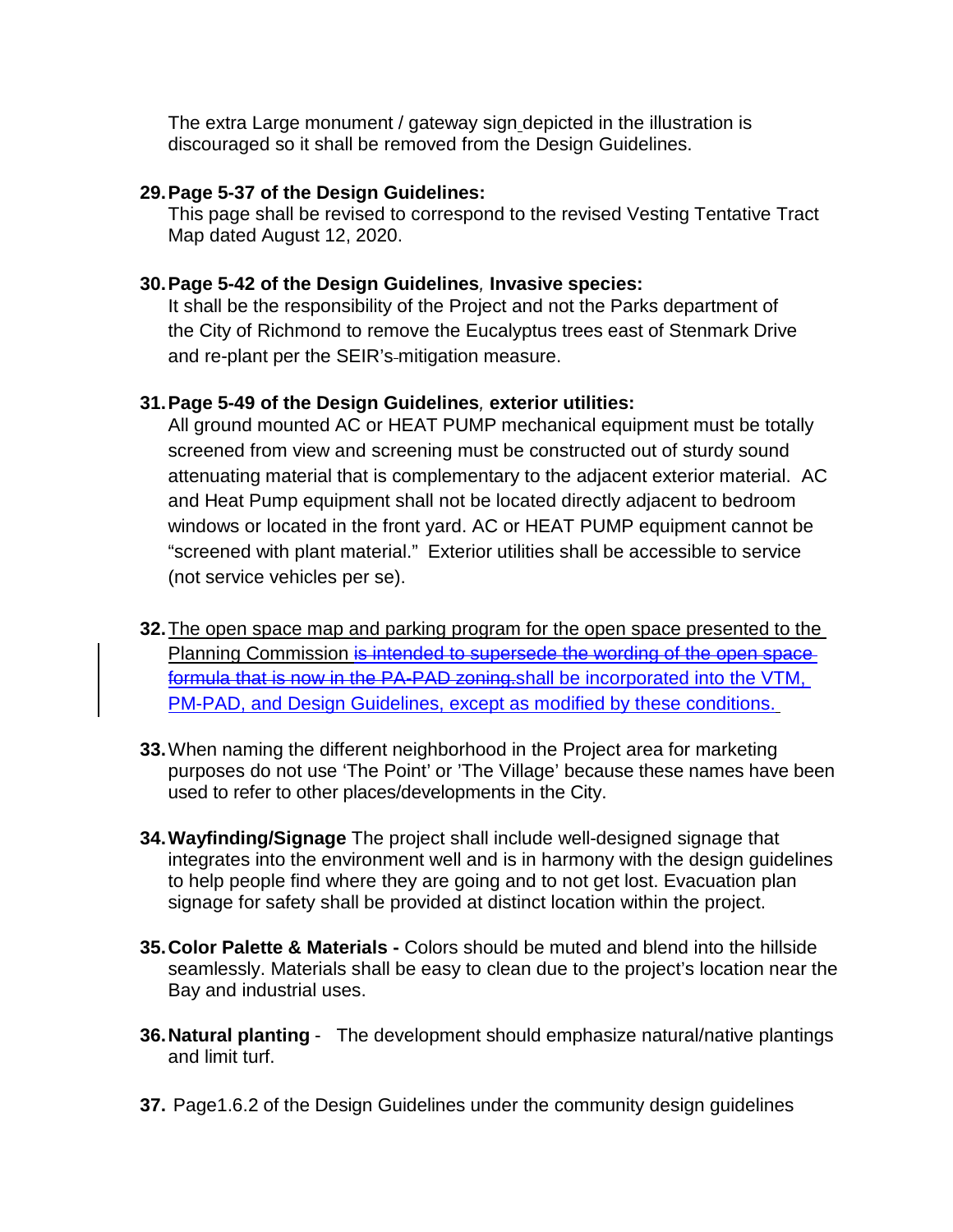The extra Large monument / gateway sign depicted in the illustration is discouraged so it shall be removed from the Design Guidelines.

29. **Page 5-37 of the Design Guidelines:**
    This page shall be revised to correspond to the revised Vesting Tentative Tract Map dated August 12, 2020.

30. **Page 5-42 of the Design Guidelines***,* **Invasive species:**
    It shall be the responsibility of the Project and not the Parks department of the City of Richmond to remove the Eucalyptus trees east of Stenmark Drive and re-plant per the SEIR's mitigation measure.

31. **Page 5-49 of the Design Guidelines***,* **exterior utilities:**
    All ground mounted AC or HEAT PUMP mechanical equipment must be totally screened from view and screening must be constructed out of sturdy sound attenuating material that is complementary to the adjacent exterior material. AC and Heat Pump equipment shall not be located directly adjacent to bedroom windows or located in the front yard. AC or HEAT PUMP equipment cannot be "screened with plant material." Exterior utilities shall be accessible to service (not service vehicles per se).

32. The open space map and parking program for the open space presented to the Planning Commission ~~is intended to supersede the wording of the open space formula that is now in the PA-PAD zoning.~~shall be incorporated into the VTM, PM-PAD, and Design Guidelines, except as modified by these conditions.

33. When naming the different neighborhood in the Project area for marketing purposes do not use 'The Point' or 'The Village' because these names have been used to refer to other places/developments in the City.

34. **Wayfinding/Signage** The project shall include well-designed signage that integrates into the environment well and is in harmony with the design guidelines to help people find where they are going and to not get lost. Evacuation plan signage for safety shall be provided at distinct location within the project.

35. **Color Palette & Materials -** Colors should be muted and blend into the hillside seamlessly. Materials shall be easy to clean due to the project's location near the Bay and industrial uses.

36. **Natural planting** - The development should emphasize natural/native plantings and limit turf.

37. Page1.6.2 of the Design Guidelines under the community design guidelines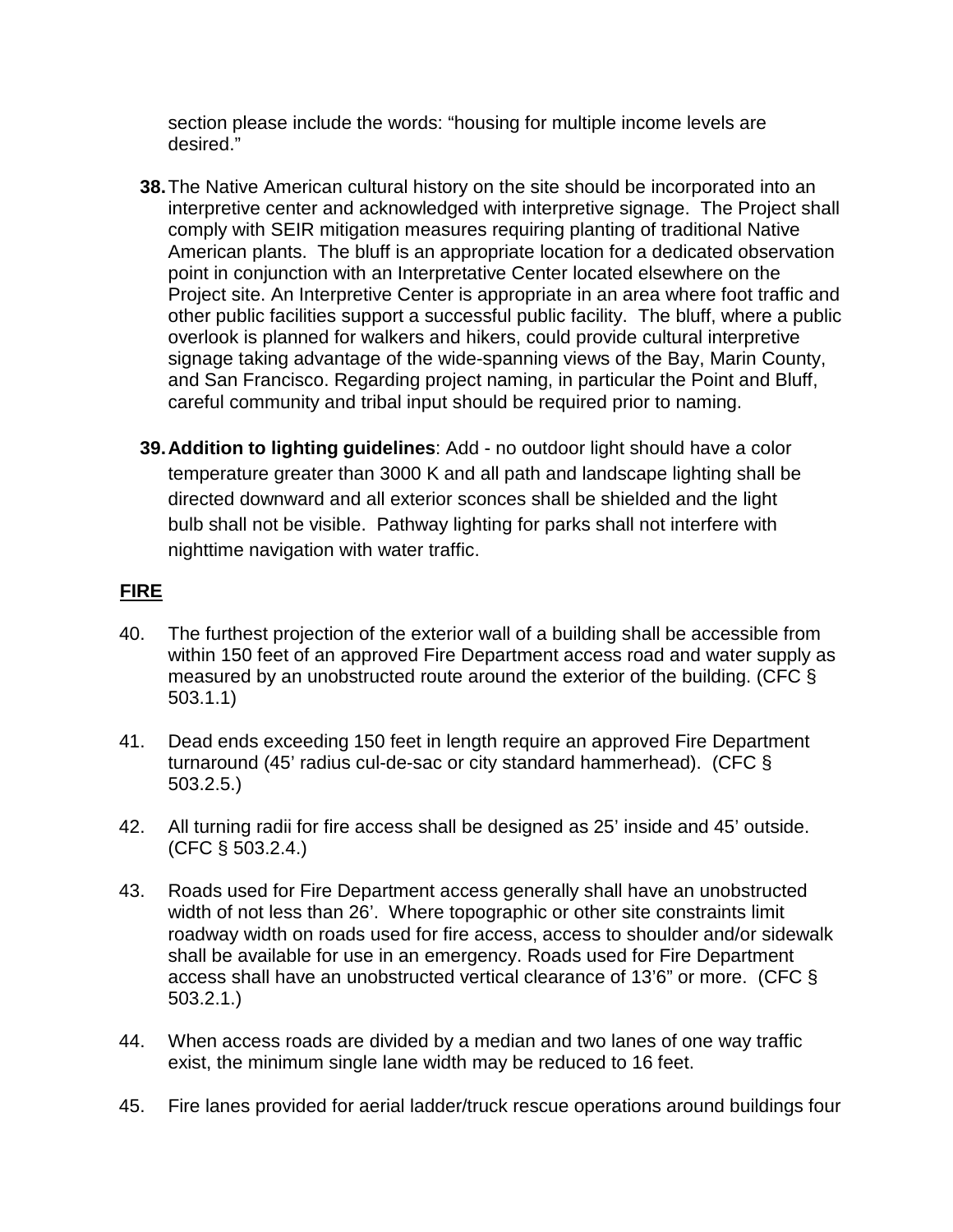section please include the words: "housing for multiple income levels are desired."

**38.** The Native American cultural history on the site should be incorporated into an interpretive center and acknowledged with interpretive signage. The Project shall comply with SEIR mitigation measures requiring planting of traditional Native American plants. The bluff is an appropriate location for a dedicated observation point in conjunction with an Interpretative Center located elsewhere on the Project site. An Interpretive Center is appropriate in an area where foot traffic and other public facilities support a successful public facility. The bluff, where a public overlook is planned for walkers and hikers, could provide cultural interpretive signage taking advantage of the wide-spanning views of the Bay, Marin County, and San Francisco. Regarding project naming, in particular the Point and Bluff, careful community and tribal input should be required prior to naming.

**39.** **Addition to lighting guidelines**: Add - no outdoor light should have a color temperature greater than 3000 K and all path and landscape lighting shall be directed downward and all exterior sconces shall be shielded and the light bulb shall not be visible. Pathway lighting for parks shall not interfere with nighttime navigation with water traffic.

## FIRE

40. The furthest projection of the exterior wall of a building shall be accessible from within 150 feet of an approved Fire Department access road and water supply as measured by an unobstructed route around the exterior of the building. (CFC § 503.1.1)

41. Dead ends exceeding 150 feet in length require an approved Fire Department turnaround (45' radius cul-de-sac or city standard hammerhead). (CFC § 503.2.5.)

42. All turning radii for fire access shall be designed as 25' inside and 45' outside. (CFC § 503.2.4.)

43. Roads used for Fire Department access generally shall have an unobstructed width of not less than 26'. Where topographic or other site constraints limit roadway width on roads used for fire access, access to shoulder and/or sidewalk shall be available for use in an emergency. Roads used for Fire Department access shall have an unobstructed vertical clearance of 13'6" or more. (CFC § 503.2.1.)

44. When access roads are divided by a median and two lanes of one way traffic exist, the minimum single lane width may be reduced to 16 feet.

45. Fire lanes provided for aerial ladder/truck rescue operations around buildings four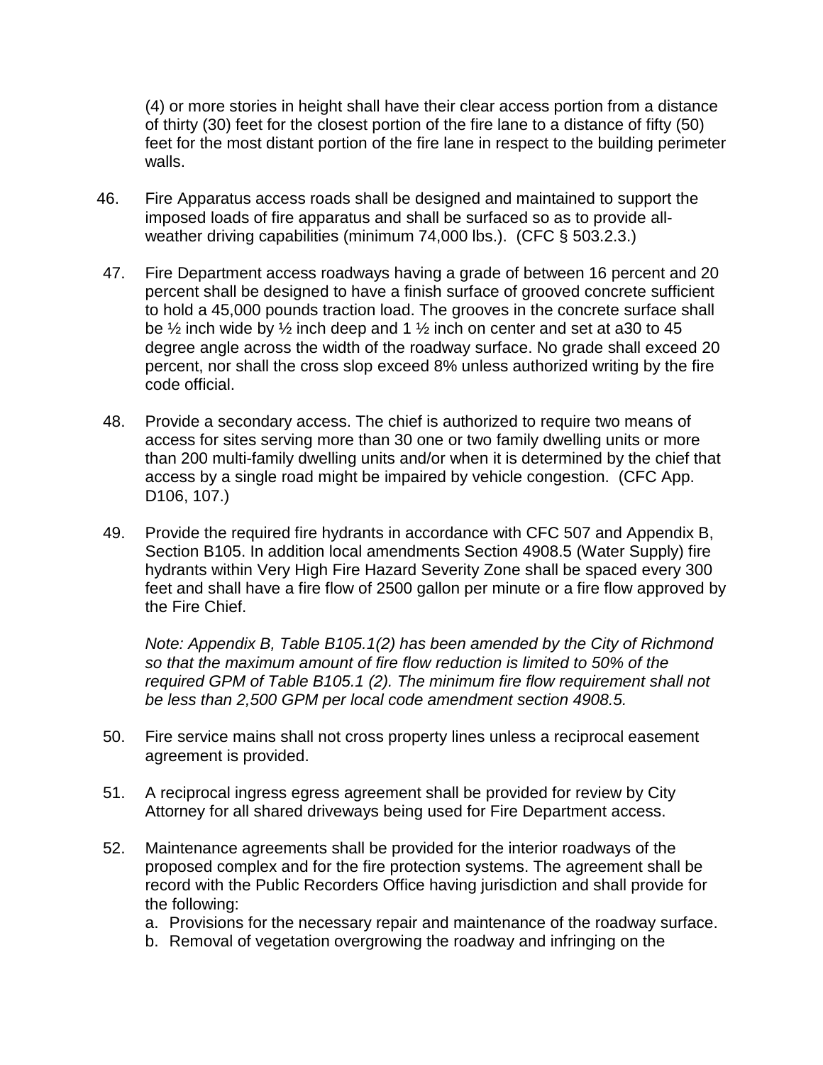(4) or more stories in height shall have their clear access portion from a distance of thirty (30) feet for the closest portion of the fire lane to a distance of fifty (50) feet for the most distant portion of the fire lane in respect to the building perimeter walls.

46. Fire Apparatus access roads shall be designed and maintained to support the imposed loads of fire apparatus and shall be surfaced so as to provide all-weather driving capabilities (minimum 74,000 lbs.). (CFC § 503.2.3.)

47. Fire Department access roadways having a grade of between 16 percent and 20 percent shall be designed to have a finish surface of grooved concrete sufficient to hold a 45,000 pounds traction load. The grooves in the concrete surface shall be ½ inch wide by ½ inch deep and 1 ½ inch on center and set at a30 to 45 degree angle across the width of the roadway surface. No grade shall exceed 20 percent, nor shall the cross slop exceed 8% unless authorized writing by the fire code official.

48. Provide a secondary access. The chief is authorized to require two means of access for sites serving more than 30 one or two family dwelling units or more than 200 multi-family dwelling units and/or when it is determined by the chief that access by a single road might be impaired by vehicle congestion. (CFC App. D106, 107.)

49. Provide the required fire hydrants in accordance with CFC 507 and Appendix B, Section B105. In addition local amendments Section 4908.5 (Water Supply) fire hydrants within Very High Fire Hazard Severity Zone shall be spaced every 300 feet and shall have a fire flow of 2500 gallon per minute or a fire flow approved by the Fire Chief.

    *Note: Appendix B, Table B105.1(2) has been amended by the City of Richmond so that the maximum amount of fire flow reduction is limited to 50% of the required GPM of Table B105.1 (2). The minimum fire flow requirement shall not be less than 2,500 GPM per local code amendment section 4908.5.*

50. Fire service mains shall not cross property lines unless a reciprocal easement agreement is provided.

51. A reciprocal ingress egress agreement shall be provided for review by City Attorney for all shared driveways being used for Fire Department access.

52. Maintenance agreements shall be provided for the interior roadways of the proposed complex and for the fire protection systems. The agreement shall be record with the Public Recorders Office having jurisdiction and shall provide for the following:
    a. Provisions for the necessary repair and maintenance of the roadway surface.
    b. Removal of vegetation overgrowing the roadway and infringing on the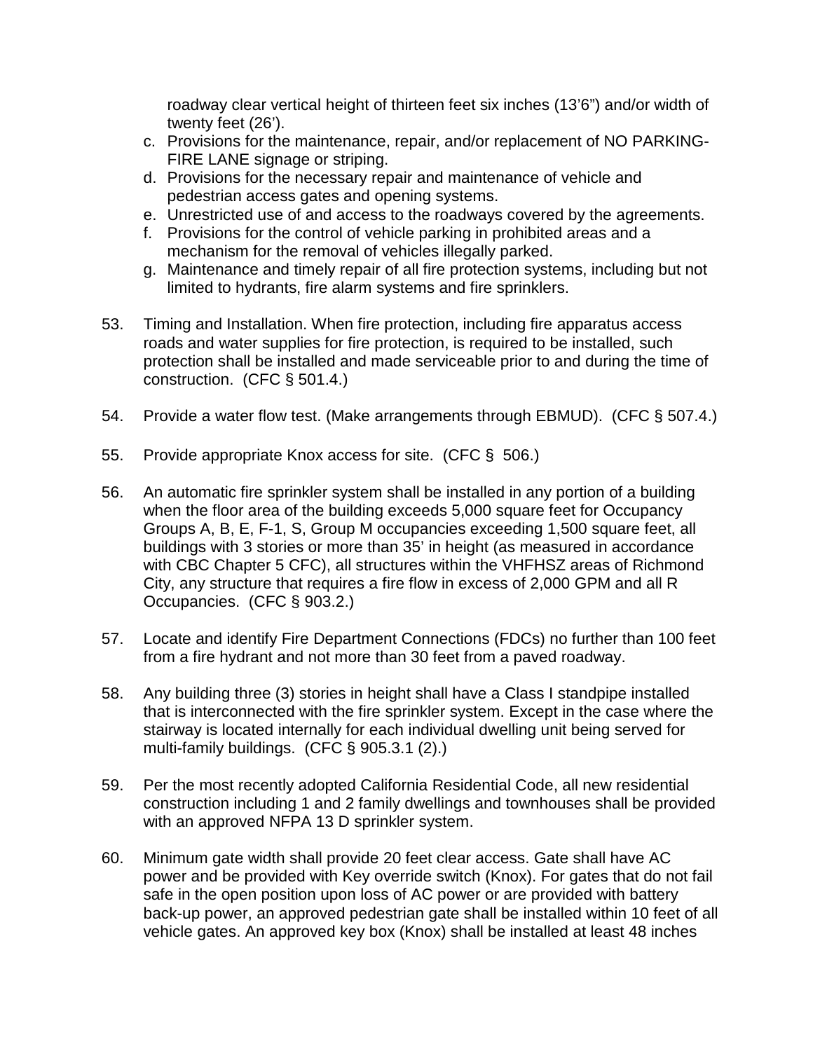roadway clear vertical height of thirteen feet six inches (13'6") and/or width of twenty feet (26').

c. Provisions for the maintenance, repair, and/or replacement of NO PARKING-FIRE LANE signage or striping.
d. Provisions for the necessary repair and maintenance of vehicle and pedestrian access gates and opening systems.
e. Unrestricted use of and access to the roadways covered by the agreements.
f. Provisions for the control of vehicle parking in prohibited areas and a mechanism for the removal of vehicles illegally parked.
g. Maintenance and timely repair of all fire protection systems, including but not limited to hydrants, fire alarm systems and fire sprinklers.

53. Timing and Installation. When fire protection, including fire apparatus access roads and water supplies for fire protection, is required to be installed, such protection shall be installed and made serviceable prior to and during the time of construction. (CFC § 501.4.)

54. Provide a water flow test. (Make arrangements through EBMUD). (CFC § 507.4.)

55. Provide appropriate Knox access for site. (CFC § 506.)

56. An automatic fire sprinkler system shall be installed in any portion of a building when the floor area of the building exceeds 5,000 square feet for Occupancy Groups A, B, E, F-1, S, Group M occupancies exceeding 1,500 square feet, all buildings with 3 stories or more than 35' in height (as measured in accordance with CBC Chapter 5 CFC), all structures within the VHFHSZ areas of Richmond City, any structure that requires a fire flow in excess of 2,000 GPM and all R Occupancies. (CFC § 903.2.)

57. Locate and identify Fire Department Connections (FDCs) no further than 100 feet from a fire hydrant and not more than 30 feet from a paved roadway.

58. Any building three (3) stories in height shall have a Class I standpipe installed that is interconnected with the fire sprinkler system. Except in the case where the stairway is located internally for each individual dwelling unit being served for multi-family buildings. (CFC § 905.3.1 (2).)

59. Per the most recently adopted California Residential Code, all new residential construction including 1 and 2 family dwellings and townhouses shall be provided with an approved NFPA 13 D sprinkler system.

60. Minimum gate width shall provide 20 feet clear access. Gate shall have AC power and be provided with Key override switch (Knox). For gates that do not fail safe in the open position upon loss of AC power or are provided with battery back-up power, an approved pedestrian gate shall be installed within 10 feet of all vehicle gates. An approved key box (Knox) shall be installed at least 48 inches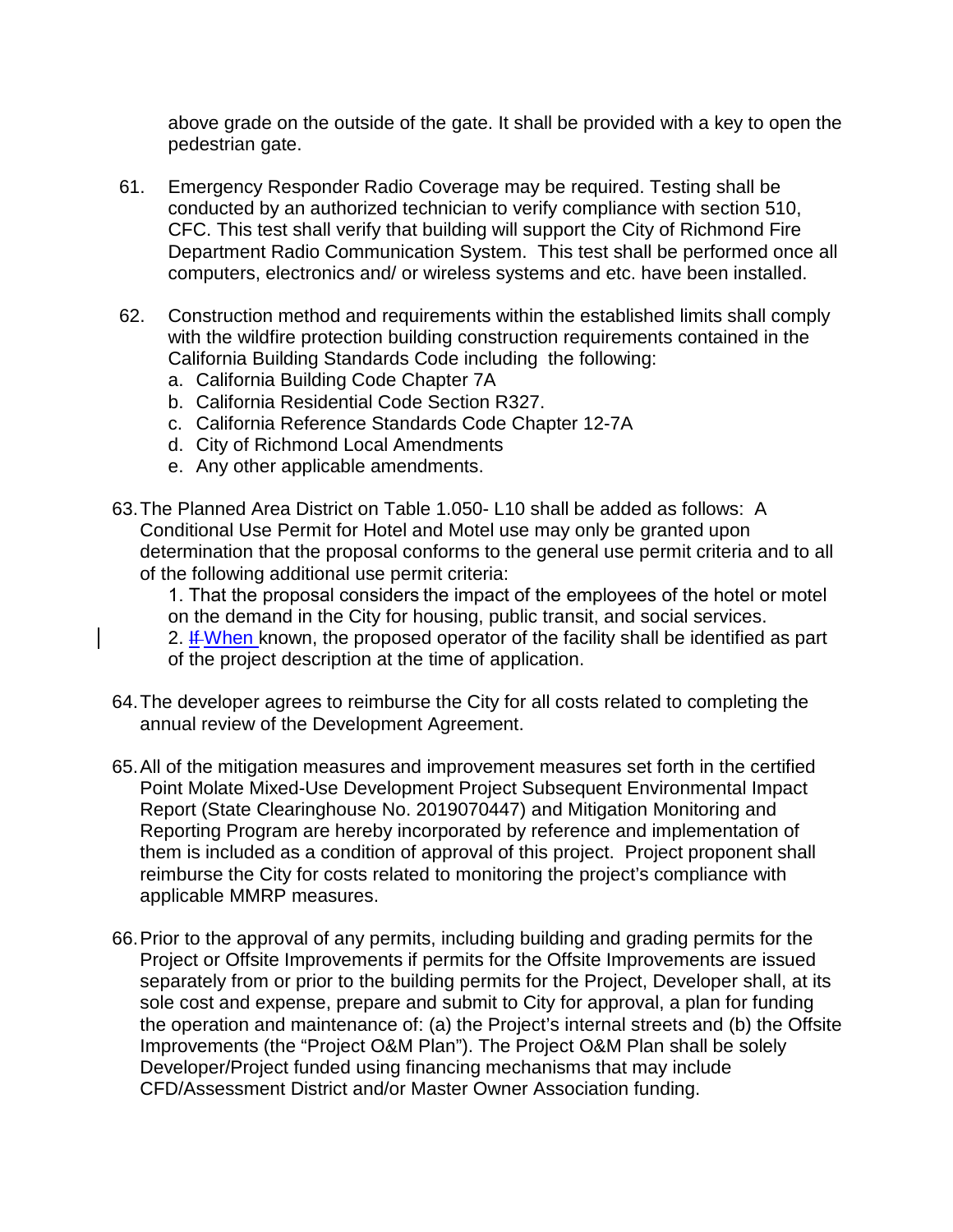above grade on the outside of the gate. It shall be provided with a key to open the pedestrian gate.

61. Emergency Responder Radio Coverage may be required. Testing shall be conducted by an authorized technician to verify compliance with section 510, CFC. This test shall verify that building will support the City of Richmond Fire Department Radio Communication System. This test shall be performed once all computers, electronics and/ or wireless systems and etc. have been installed.

62. Construction method and requirements within the established limits shall comply with the wildfire protection building construction requirements contained in the California Building Standards Code including the following:
    a. California Building Code Chapter 7A
    b. California Residential Code Section R327.
    c. California Reference Standards Code Chapter 12-7A
    d. City of Richmond Local Amendments
    e. Any other applicable amendments.

63. The Planned Area District on Table 1.050- L10 shall be added as follows: A Conditional Use Permit for Hotel and Motel use may only be granted upon determination that the proposal conforms to the general use permit criteria and to all of the following additional use permit criteria:
    1. That the proposal considers the impact of the employees of the hotel or motel on the demand in the City for housing, public transit, and social services.
    2. ~~If~~ When known, the proposed operator of the facility shall be identified as part of the project description at the time of application.

64. The developer agrees to reimburse the City for all costs related to completing the annual review of the Development Agreement.

65. All of the mitigation measures and improvement measures set forth in the certified Point Molate Mixed-Use Development Project Subsequent Environmental Impact Report (State Clearinghouse No. 2019070447) and Mitigation Monitoring and Reporting Program are hereby incorporated by reference and implementation of them is included as a condition of approval of this project. Project proponent shall reimburse the City for costs related to monitoring the project's compliance with applicable MMRP measures.

66. Prior to the approval of any permits, including building and grading permits for the Project or Offsite Improvements if permits for the Offsite Improvements are issued separately from or prior to the building permits for the Project, Developer shall, at its sole cost and expense, prepare and submit to City for approval, a plan for funding the operation and maintenance of: (a) the Project's internal streets and (b) the Offsite Improvements (the "Project O&M Plan"). The Project O&M Plan shall be solely Developer/Project funded using financing mechanisms that may include CFD/Assessment District and/or Master Owner Association funding.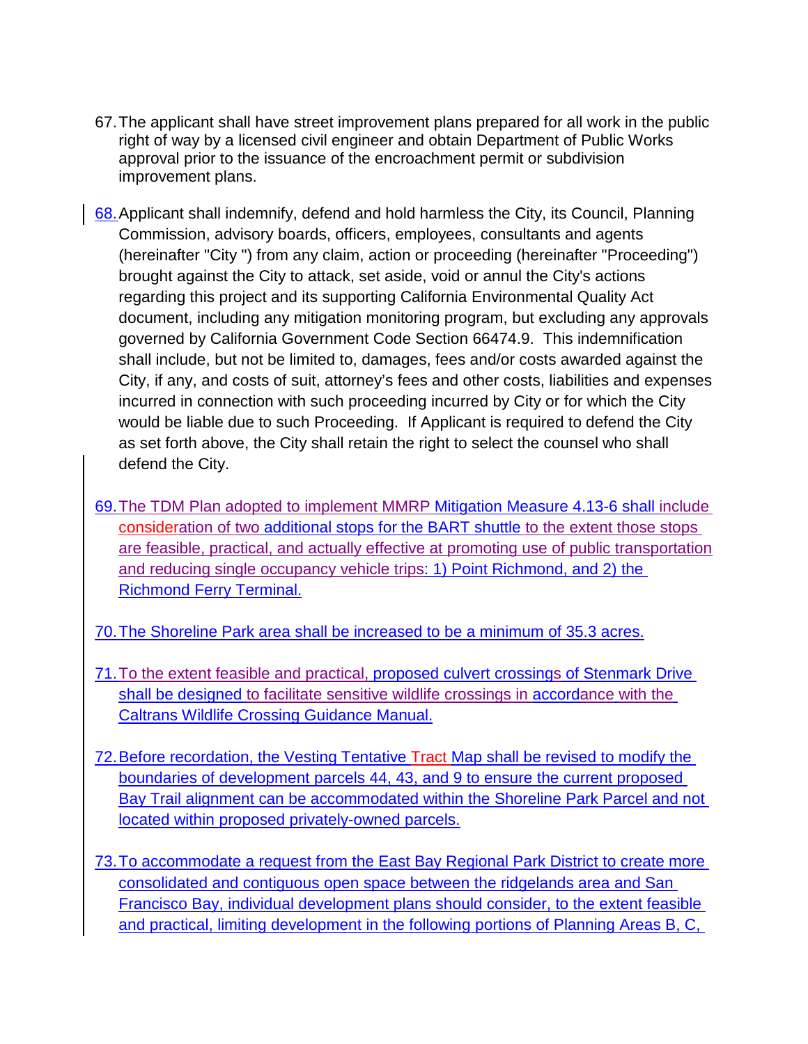67. The applicant shall have street improvement plans prepared for all work in the public right of way by a licensed civil engineer and obtain Department of Public Works approval prior to the issuance of the encroachment permit or subdivision improvement plans.

68. Applicant shall indemnify, defend and hold harmless the City, its Council, Planning Commission, advisory boards, officers, employees, consultants and agents (hereinafter "City ") from any claim, action or proceeding (hereinafter "Proceeding") brought against the City to attack, set aside, void or annul the City's actions regarding this project and its supporting California Environmental Quality Act document, including any mitigation monitoring program, but excluding any approvals governed by California Government Code Section 66474.9. This indemnification shall include, but not be limited to, damages, fees and/or costs awarded against the City, if any, and costs of suit, attorney's fees and other costs, liabilities and expenses incurred in connection with such proceeding incurred by City or for which the City would be liable due to such Proceeding. If Applicant is required to defend the City as set forth above, the City shall retain the right to select the counsel who shall defend the City.

69. The TDM Plan adopted to implement MMRP Mitigation Measure 4.13-6 shall include consideration of two additional stops for the BART shuttle to the extent those stops are feasible, practical, and actually effective at promoting use of public transportation and reducing single occupancy vehicle trips: 1) Point Richmond, and 2) the Richmond Ferry Terminal.

70. The Shoreline Park area shall be increased to be a minimum of 35.3 acres.

71. To the extent feasible and practical, proposed culvert crossings of Stenmark Drive shall be designed to facilitate sensitive wildlife crossings in accordance with the Caltrans Wildlife Crossing Guidance Manual.

72. Before recordation, the Vesting Tentative Tract Map shall be revised to modify the boundaries of development parcels 44, 43, and 9 to ensure the current proposed Bay Trail alignment can be accommodated within the Shoreline Park Parcel and not located within proposed privately-owned parcels.

73. To accommodate a request from the East Bay Regional Park District to create more consolidated and contiguous open space between the ridgelands area and San Francisco Bay, individual development plans should consider, to the extent feasible and practical, limiting development in the following portions of Planning Areas B, C,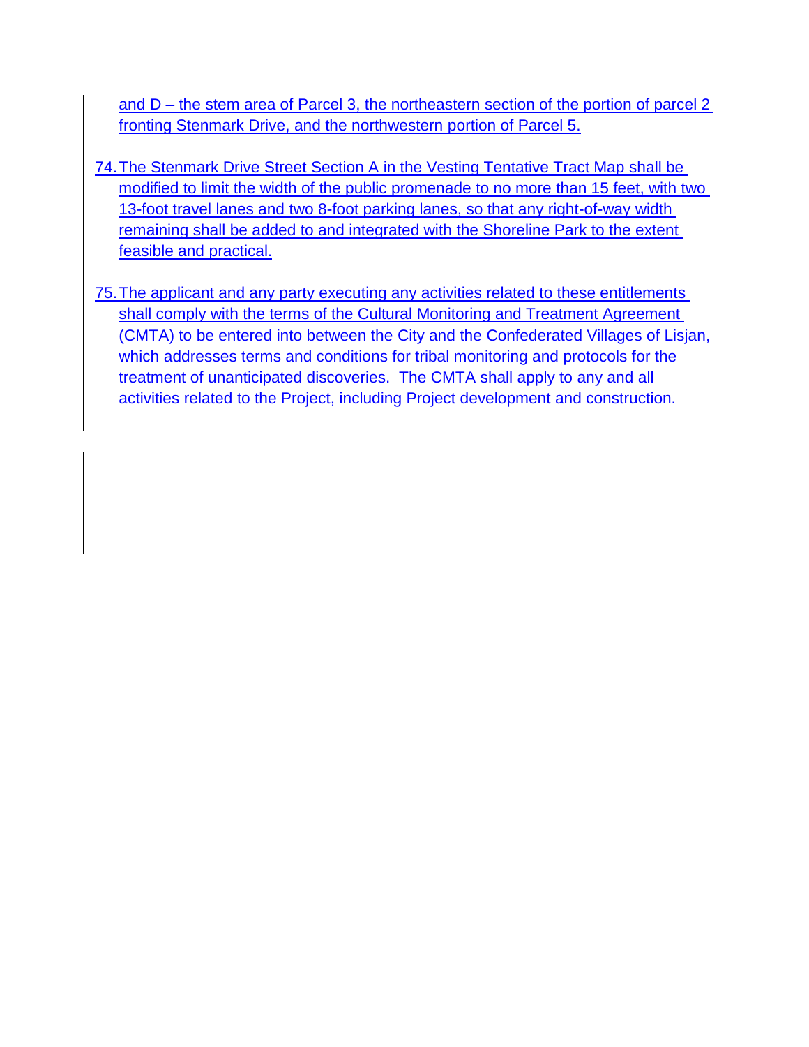and D – the stem area of Parcel 3, the northeastern section of the portion of parcel 2 fronting Stenmark Drive, and the northwestern portion of Parcel 5.

74. The Stenmark Drive Street Section A in the Vesting Tentative Tract Map shall be modified to limit the width of the public promenade to no more than 15 feet, with two 13-foot travel lanes and two 8-foot parking lanes, so that any right-of-way width remaining shall be added to and integrated with the Shoreline Park to the extent feasible and practical.

75. The applicant and any party executing any activities related to these entitlements shall comply with the terms of the Cultural Monitoring and Treatment Agreement (CMTA) to be entered into between the City and the Confederated Villages of Lisjan, which addresses terms and conditions for tribal monitoring and protocols for the treatment of unanticipated discoveries. The CMTA shall apply to any and all activities related to the Project, including Project development and construction.